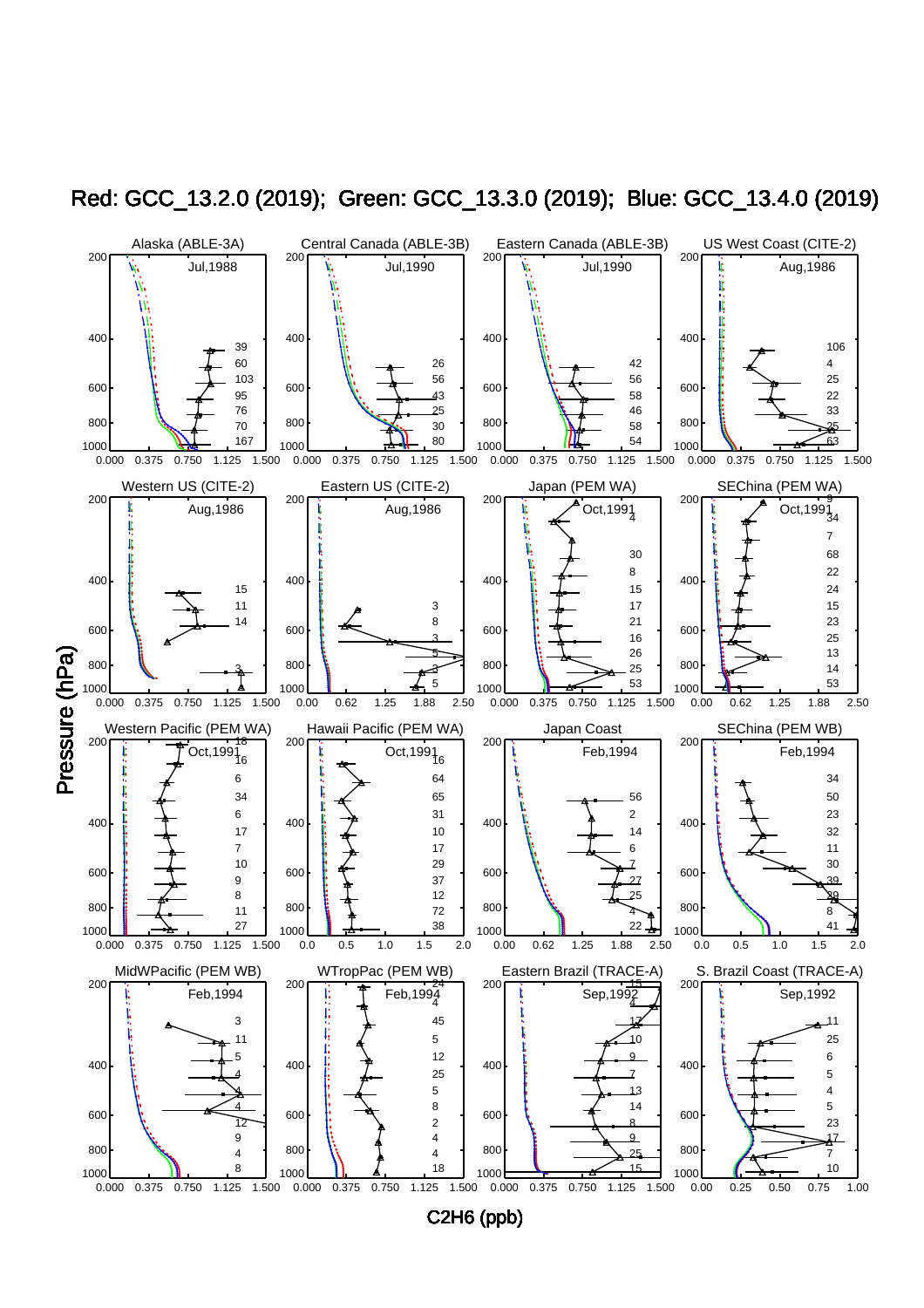# Red: GCC_13.2.0 (2019); Green: GCC_13.3.0 (2019); Blue: GCC_13.4.0 (2019)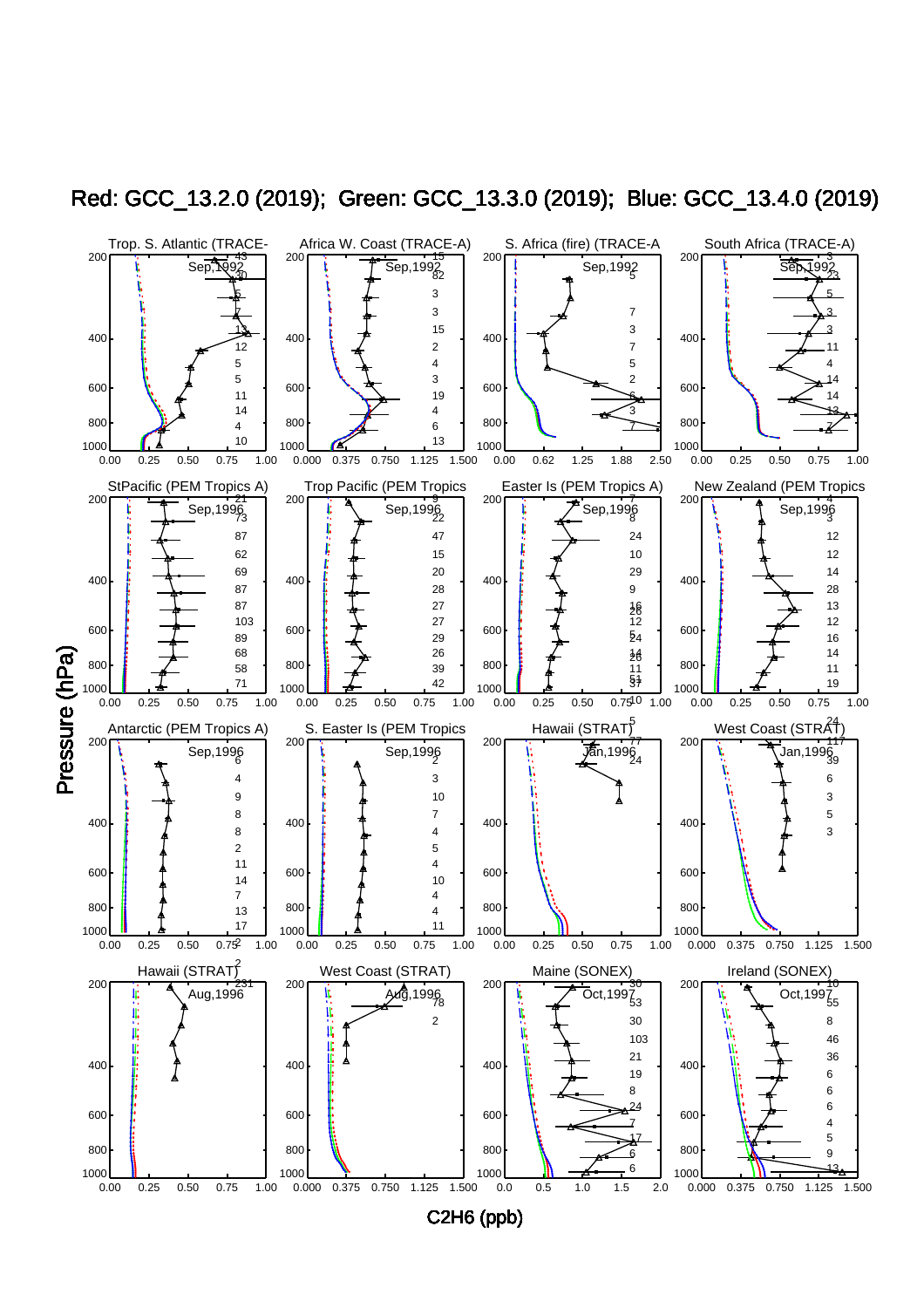# Red: GCC_13.2.0 (2019); Green: GCC_13.3.0 (2019); Blue: GCC_13.4.0 (2019)

Trop. S. Atlantic (TRACE- — Sep,1992

Africa W. Coast (TRACE-A) — Sep,1992

S. Africa (fire) (TRACE-A — Sep,1992

South Africa (TRACE-A) — Sep,1992

StPacific (PEM Tropics A) — Sep,1996

Trop Pacific (PEM Tropics — Sep,1996

Easter Is (PEM Tropics A) — Sep,1996

New Zealand (PEM Tropics — Sep,1996

Antarctic (PEM Tropics A) — Sep,1996

S. Easter Is (PEM Tropics — Sep,1996

Hawaii (STRAT) — Jan,1996

West Coast (STRAT) — Jan,1996

Hawaii (STRAT) — Aug,1996

West Coast (STRAT) — Aug,1996

Maine (SONEX) — Oct,1997

Ireland (SONEX) — Oct,1997

Pressure (hPa)

C2H6 (ppb)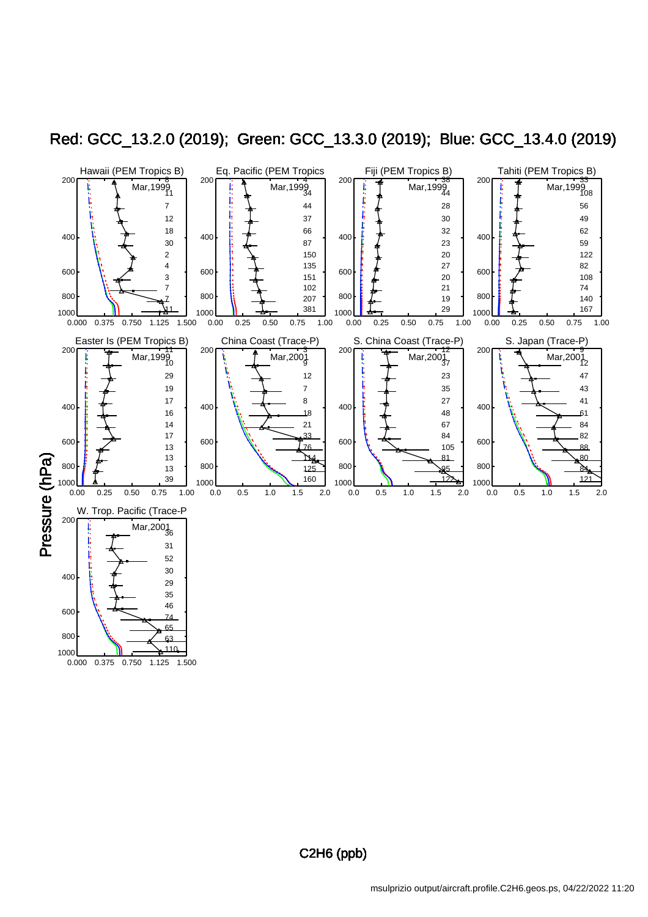Red: GCC_13.2.0 (2019); Green: GCC_13.3.0 (2019); Blue: GCC_13.4.0 (2019)

Hawaii (PEM Tropics B)
Mar,1999
6
11
7
12
18
30
2
4
3
7
7
11
200
400
600
800
1000
0.000 0.375 0.750 1.125 1.500

Eq. Pacific (PEM Tropics
Mar,1999
4
34
44
37
66
87
150
135
151
102
207
381
200
400
600
800
1000
0.00 0.25 0.50 0.75 1.00

Fiji (PEM Tropics B)
Mar,1999
38
44
28
30
32
23
20
27
20
21
19
29
200
400
600
800
1000
0.00 0.25 0.50 0.75 1.00

Tahiti (PEM Tropics B)
Mar,1999
33
108
56
49
62
59
122
82
108
74
140
167
200
400
600
800
1000
0.00 0.25 0.50 0.75 1.00

Easter Is (PEM Tropics B)
Mar,1999
11
10
29
19
17
16
14
17
13
13
13
39
200
400
600
800
1000
0.00 0.25 0.50 0.75 1.00

China Coast (Trace-P)
Mar,2001
3
9
12
7
8
18
21
33
76
114
125
160
200
400
600
800
1000
0.0 0.5 1.0 1.5 2.0

S. China Coast (Trace-P)
Mar,2001
12
37
23
35
27
48
67
84
105
81
95
122
200
400
600
800
1000
0.0 0.5 1.0 1.5 2.0

S. Japan (Trace-P)
Mar,2001
9
12
47
43
41
61
84
82
88
80
84
121
200
400
600
800
1000
0.0 0.5 1.0 1.5 2.0

W. Trop. Pacific (Trace-P
Mar,2001
36
31
52
30
29
35
46
74
65
63
110
200
400
600
800
1000
0.000 0.375 0.750 1.125 1.500

Pressure (hPa)

C2H6 (ppb)

msulprizio output/aircraft.profile.C2H6.geos.ps, 04/22/2022 11:20